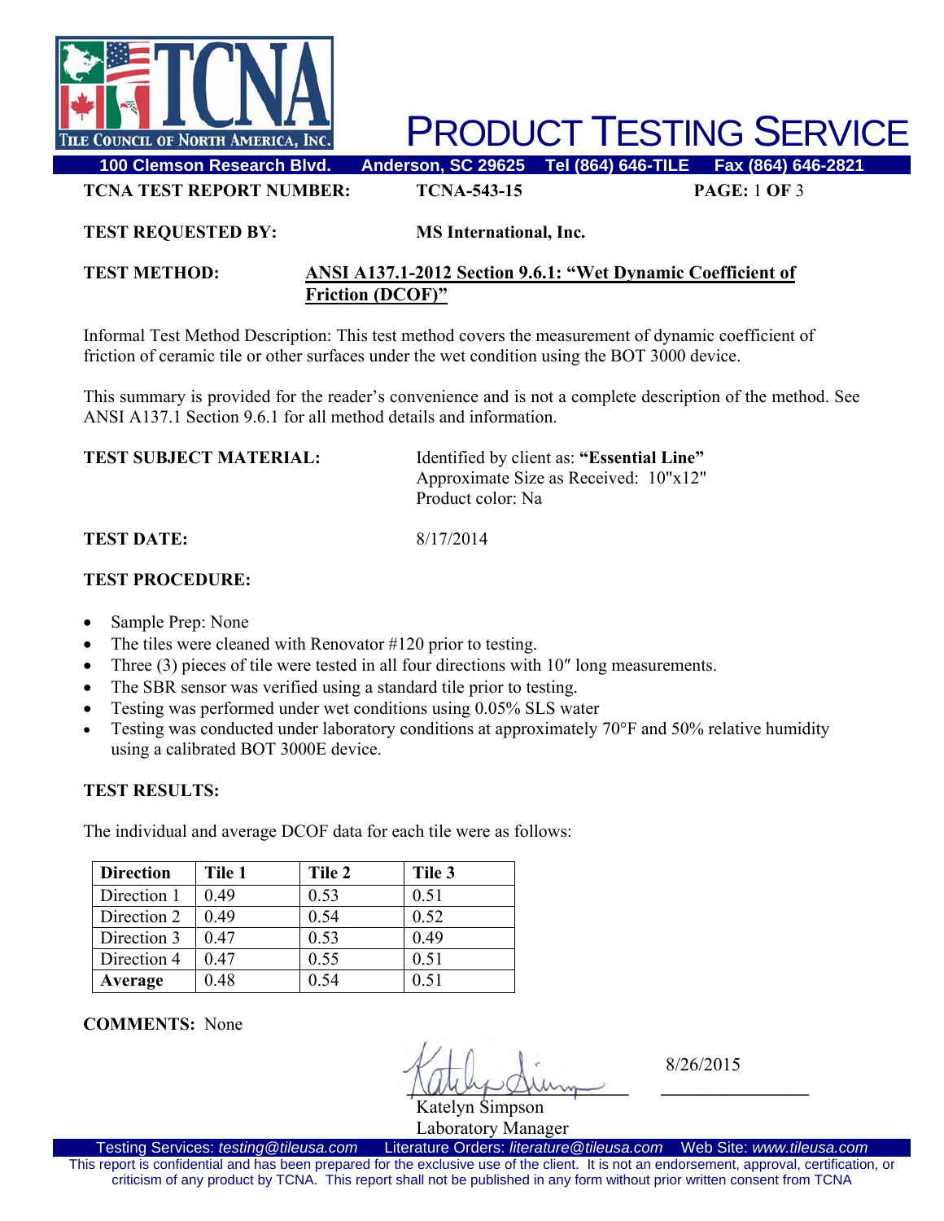# PRODUCT TESTING SERVICE

**TCNA TEST REPORT NUMBER:** **TCNA-543-15**

**TEST REQUESTED BY:** **MS International, Inc.**

**TEST METHOD:** **ANSI A137.1-2012 Section 9.6.1: "Wet Dynamic Coefficient of Friction (DCOF)"**

Informal Test Method Description: This test method covers the measurement of dynamic coefficient of friction of ceramic tile or other surfaces under the wet condition using the BOT 3000 device.

This summary is provided for the reader's convenience and is not a complete description of the method. See ANSI A137.1 Section 9.6.1 for all method details and information.

**TEST SUBJECT MATERIAL:**
Identified by client as: **"Essential Line"**
Approximate Size as Received: 10"x12"
Product color: Na

**TEST DATE:** 8/17/2014

**TEST PROCEDURE:**

- Sample Prep: None
- The tiles were cleaned with Renovator #120 prior to testing.
- Three (3) pieces of tile were tested in all four directions with 10″ long measurements.
- The SBR sensor was verified using a standard tile prior to testing.
- Testing was performed under wet conditions using 0.05% SLS water
- Testing was conducted under laboratory conditions at approximately 70°F and 50% relative humidity using a calibrated BOT 3000E device.

**TEST RESULTS:**

The individual and average DCOF data for each tile were as follows:

| Direction | Tile 1 | Tile 2 | Tile 3 |
|---|---|---|---|
| Direction 1 | 0.49 | 0.53 | 0.51 |
| Direction 2 | 0.49 | 0.54 | 0.52 |
| Direction 3 | 0.47 | 0.53 | 0.49 |
| Direction 4 | 0.47 | 0.55 | 0.51 |
| **Average** | 0.48 | 0.54 | 0.51 |

**COMMENTS:** None

Katelyn Simpson
Laboratory Manager

8/26/2015

This report is confidential and has been prepared for the exclusive use of the client. It is not an endorsement, approval, certification, or criticism of any product by TCNA. This report shall not be published in any form without prior written consent from TCNA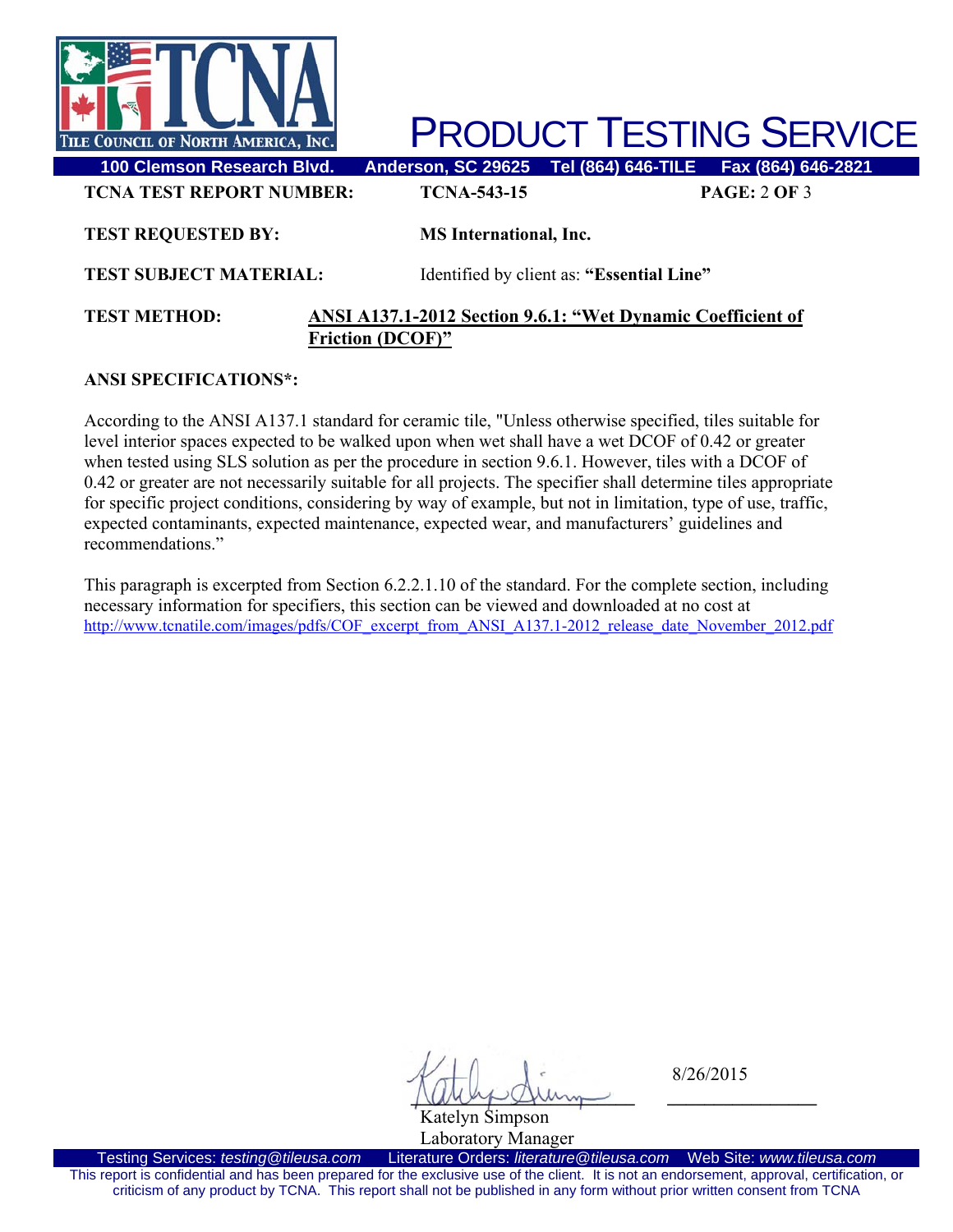**TCNA TEST REPORT NUMBER:** **TCNA-543-15**

**TEST REQUESTED BY:** **MS International, Inc.**

**TEST SUBJECT MATERIAL:** Identified by client as: **"Essential Line"**

**TEST METHOD:** **ANSI A137.1-2012 Section 9.6.1: "Wet Dynamic Coefficient of Friction (DCOF)"**

**ANSI SPECIFICATIONS*:**

According to the ANSI A137.1 standard for ceramic tile, "Unless otherwise specified, tiles suitable for level interior spaces expected to be walked upon when wet shall have a wet DCOF of 0.42 or greater when tested using SLS solution as per the procedure in section 9.6.1. However, tiles with a DCOF of 0.42 or greater are not necessarily suitable for all projects. The specifier shall determine tiles appropriate for specific project conditions, considering by way of example, but not in limitation, type of use, traffic, expected contaminants, expected maintenance, expected wear, and manufacturers' guidelines and recommendations."

This paragraph is excerpted from Section 6.2.2.1.10 of the standard. For the complete section, including necessary information for specifiers, this section can be viewed and downloaded at no cost at http://www.tcnatile.com/images/pdfs/COF_excerpt_from_ANSI_A137.1-2012_release_date_November_2012.pdf

Katelyn Simpson
Laboratory Manager

8/26/2015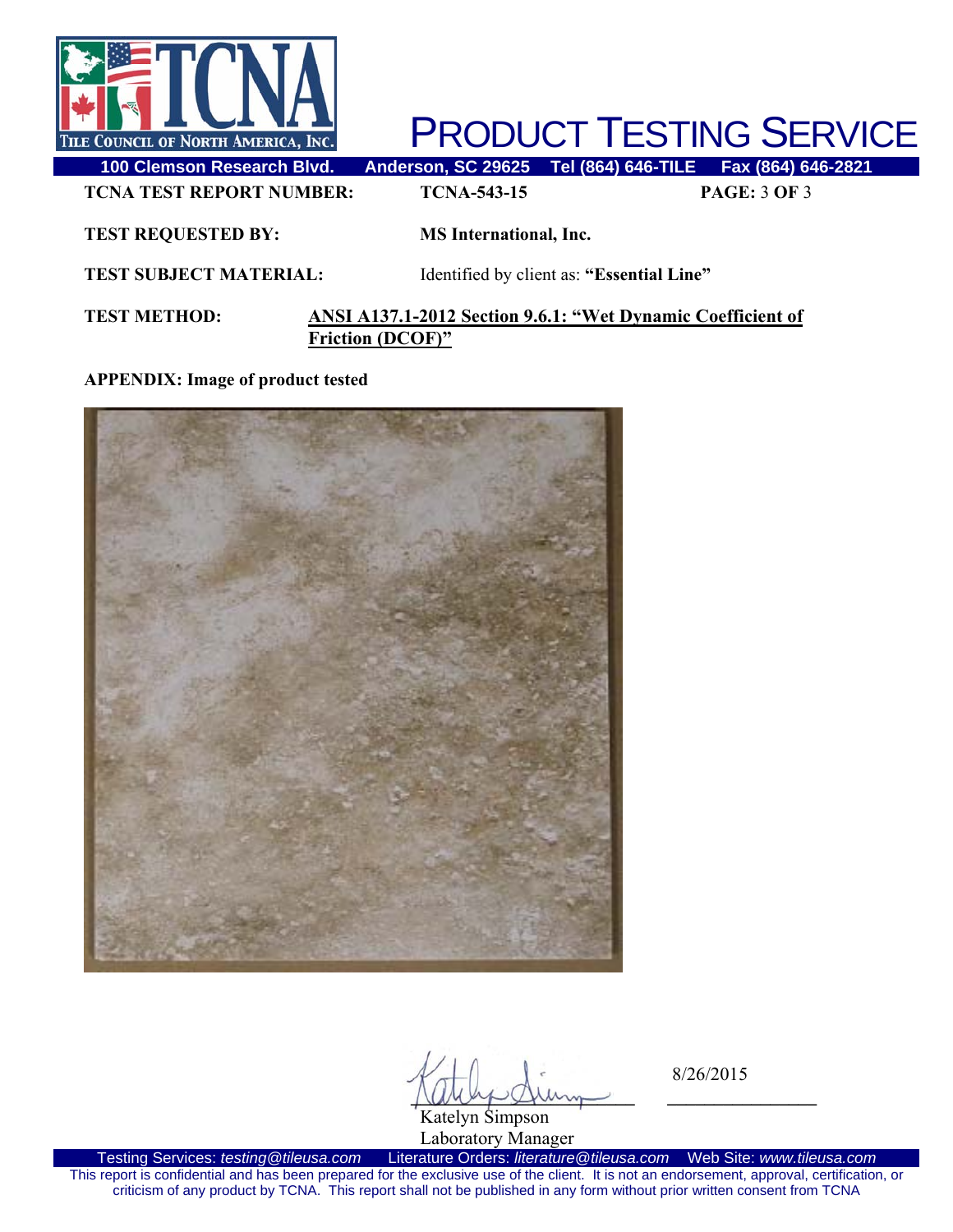# PRODUCT TESTING SERVICE

100 Clemson Research Blvd. Anderson, SC 29625 Tel (864) 646-TILE Fax (864) 646-2821

**TCNA TEST REPORT NUMBER:** **TCNA-543-15**

**TEST REQUESTED BY:** **MS International, Inc.**

**TEST SUBJECT MATERIAL:** Identified by client as: **"Essential Line"**

**TEST METHOD:** **ANSI A137.1-2012 Section 9.6.1: "Wet Dynamic Coefficient of Friction (DCOF)"**

**APPENDIX: Image of product tested**

Katelyn Simpson
Laboratory Manager

8/26/2015

Testing Services: *testing@tileusa.com* Literature Orders: *literature@tileusa.com* Web Site: *www.tileusa.com*

This report is confidential and has been prepared for the exclusive use of the client. It is not an endorsement, approval, certification, or criticism of any product by TCNA. This report shall not be published in any form without prior written consent from TCNA